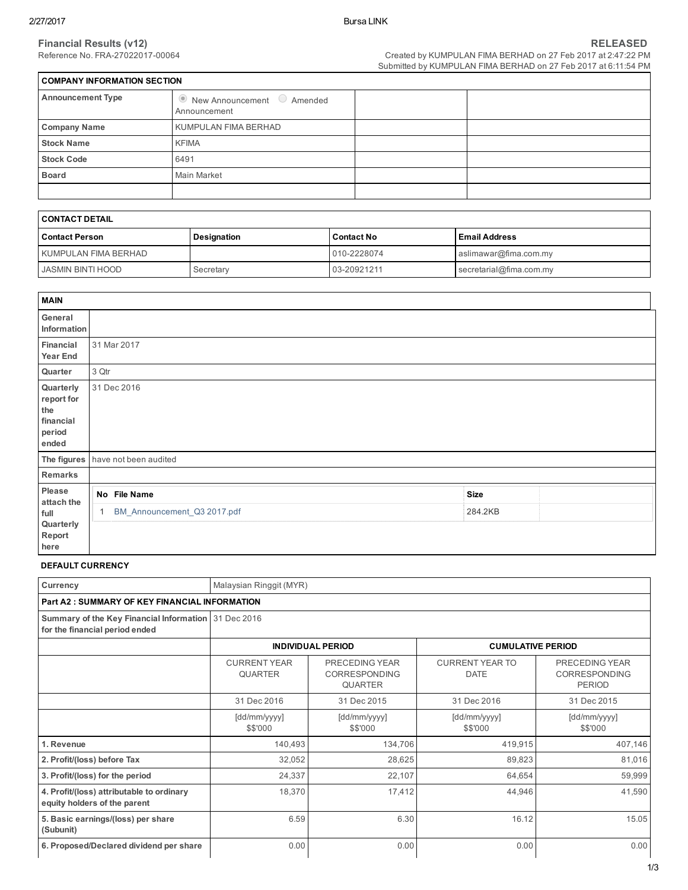**Financial Results (v12)** **RELEASED**

Reference No. FRA-27022017-00064

Created by KUMPULAN FIMA BERHAD on 27 Feb 2017 at 2:47:22 PM
Submitted by KUMPULAN FIMA BERHAD on 27 Feb 2017 at 6:11:54 PM

| COMPANY INFORMATION SECTION | | | |
|---|---|---|---|
| **Announcement Type** | ◉ New Announcement ○ Amended Announcement | | |
| **Company Name** | KUMPULAN FIMA BERHAD | | |
| **Stock Name** | KFIMA | | |
| **Stock Code** | 6491 | | |
| **Board** | Main Market | | |
| | | | |

| CONTACT DETAIL | | | |
|---|---|---|---|
| **Contact Person** | **Designation** | **Contact No** | **Email Address** |
| KUMPULAN FIMA BERHAD | | 010-2228074 | aslimawar@fima.com.my |
| JASMIN BINTI HOOD | Secretary | 03-20921211 | secretarial@fima.com.my |

| MAIN | |
|---|---|
| **General Information** | |
| **Financial Year End** | 31 Mar 2017 |
| **Quarter** | 3 Qtr |
| **Quarterly report for the financial period ended** | 31 Dec 2016 |
| **The figures** | have not been audited |
| **Remarks** | |
| **Please attach the full Quarterly Report here** | No. 1 — File Name: BM_Announcement_Q3 2017.pdf — Size: 284.2KB |

**DEFAULT CURRENCY**

| Currency | Malaysian Ringgit (MYR) | | | |
|---|---|---|---|---|
| **Part A2 : SUMMARY OF KEY FINANCIAL INFORMATION** | | | | |
| **Summary of the Key Financial Information for the financial period ended** | 31 Dec 2016 | | | |
| | **INDIVIDUAL PERIOD** | | **CUMULATIVE PERIOD** | |
| | CURRENT YEAR QUARTER | PRECEDING YEAR CORRESPONDING QUARTER | CURRENT YEAR TO DATE | PRECEDING YEAR CORRESPONDING PERIOD |
| | 31 Dec 2016 | 31 Dec 2015 | 31 Dec 2016 | 31 Dec 2015 |
| | [dd/mm/yyyy] $$'000 | [dd/mm/yyyy] $$'000 | [dd/mm/yyyy] $$'000 | [dd/mm/yyyy] $$'000 |
| **1. Revenue** | 140,493 | 134,706 | 419,915 | 407,146 |
| **2. Profit/(loss) before Tax** | 32,052 | 28,625 | 89,823 | 81,016 |
| **3. Profit/(loss) for the period** | 24,337 | 22,107 | 64,654 | 59,999 |
| **4. Profit/(loss) attributable to ordinary equity holders of the parent** | 18,370 | 17,412 | 44,946 | 41,590 |
| **5. Basic earnings/(loss) per share (Subunit)** | 6.59 | 6.30 | 16.12 | 15.05 |
| **6. Proposed/Declared dividend per share** | 0.00 | 0.00 | 0.00 | 0.00 |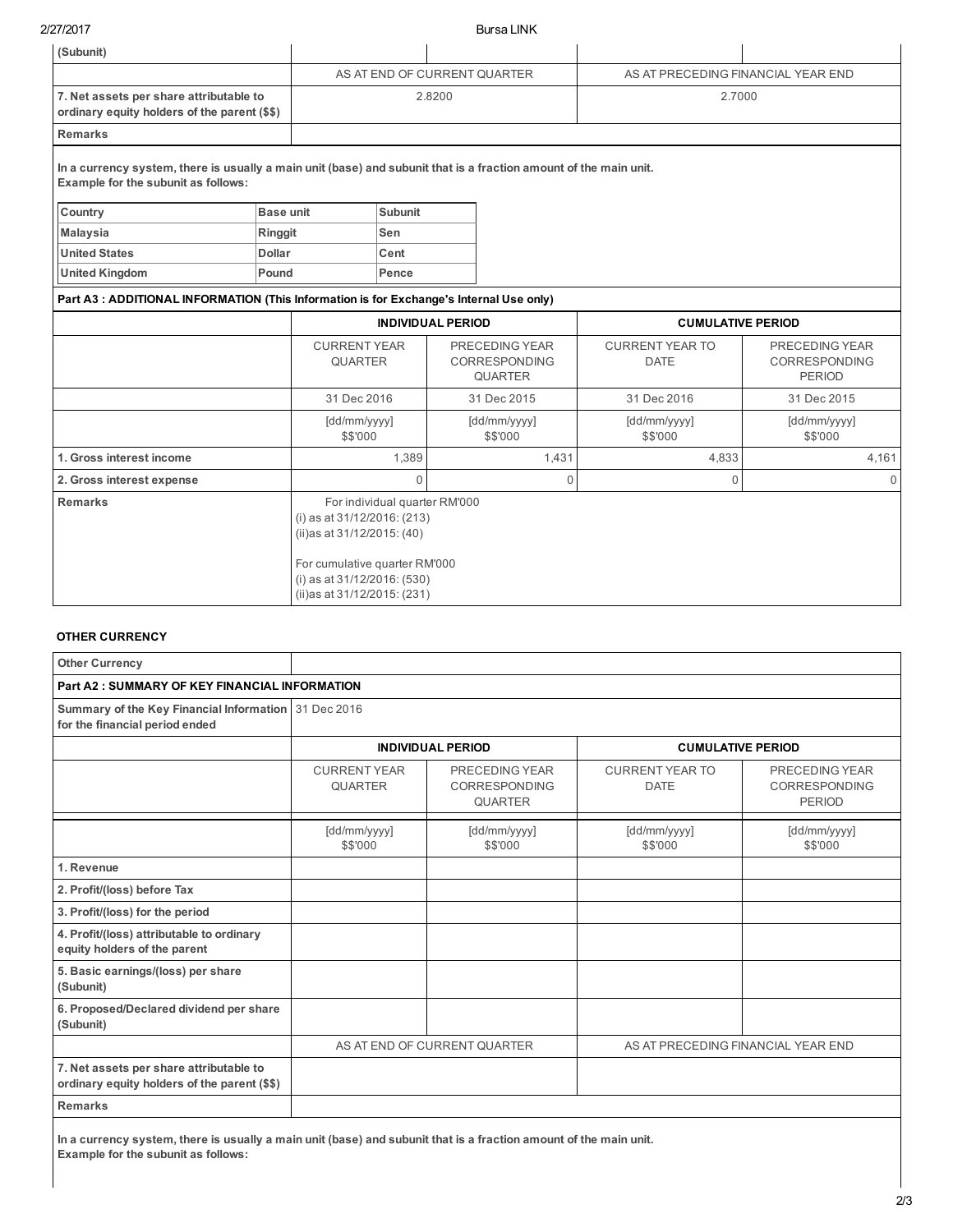| (Subunit) | | | | |
|---|---|---|---|---|
| | AS AT END OF CURRENT QUARTER | | AS AT PRECEDING FINANCIAL YEAR END | |
| 7. Net assets per share attributable to ordinary equity holders of the parent ($$) | 2.8200 | | 2.7000 | |
| Remarks | | | | |

**In a currency system, there is usually a main unit (base) and subunit that is a fraction amount of the main unit. Example for the subunit as follows:**

| Country | Base unit | Subunit |
|---|---|---|
| Malaysia | Ringgit | Sen |
| United States | Dollar | Cent |
| United Kingdom | Pound | Pence |

**Part A3 : ADDITIONAL INFORMATION (This Information is for Exchange's Internal Use only)**

| | INDIVIDUAL PERIOD | | CUMULATIVE PERIOD | |
|---|---|---|---|---|
| | CURRENT YEAR QUARTER | PRECEDING YEAR CORRESPONDING QUARTER | CURRENT YEAR TO DATE | PRECEDING YEAR CORRESPONDING PERIOD |
| | 31 Dec 2016 | 31 Dec 2015 | 31 Dec 2016 | 31 Dec 2015 |
| | [dd/mm/yyyy] $$'000 | [dd/mm/yyyy] $$'000 | [dd/mm/yyyy] $$'000 | [dd/mm/yyyy] $$'000 |
| **1. Gross interest income** | 1,389 | 1,431 | 4,833 | 4,161 |
| **2. Gross interest expense** | 0 | 0 | 0 | 0 |
| **Remarks** | For individual quarter RM'000<br>(i) as at 31/12/2016: (213)<br>(ii)as at 31/12/2015: (40)<br><br>For cumulative quarter RM'000<br>(i) as at 31/12/2016: (530)<br>(ii)as at 31/12/2015: (231) | | | |

**OTHER CURRENCY**

| Other Currency | | | | |
|---|---|---|---|---|
| **Part A2 : SUMMARY OF KEY FINANCIAL INFORMATION** | | | | |
| **Summary of the Key Financial Information for the financial period ended** | 31 Dec 2016 | | | |
| | INDIVIDUAL PERIOD | | CUMULATIVE PERIOD | |
| | CURRENT YEAR QUARTER | PRECEDING YEAR CORRESPONDING QUARTER | CURRENT YEAR TO DATE | PRECEDING YEAR CORRESPONDING PERIOD |
| | [dd/mm/yyyy] $$'000 | [dd/mm/yyyy] $$'000 | [dd/mm/yyyy] $$'000 | [dd/mm/yyyy] $$'000 |
| **1. Revenue** | | | | |
| **2. Profit/(loss) before Tax** | | | | |
| **3. Profit/(loss) for the period** | | | | |
| **4. Profit/(loss) attributable to ordinary equity holders of the parent** | | | | |
| **5. Basic earnings/(loss) per share (Subunit)** | | | | |
| **6. Proposed/Declared dividend per share (Subunit)** | | | | |
| | AS AT END OF CURRENT QUARTER | | AS AT PRECEDING FINANCIAL YEAR END | |
| **7. Net assets per share attributable to ordinary equity holders of the parent ($$)** | | | | |
| **Remarks** | | | | |

**In a currency system, there is usually a main unit (base) and subunit that is a fraction amount of the main unit. Example for the subunit as follows:**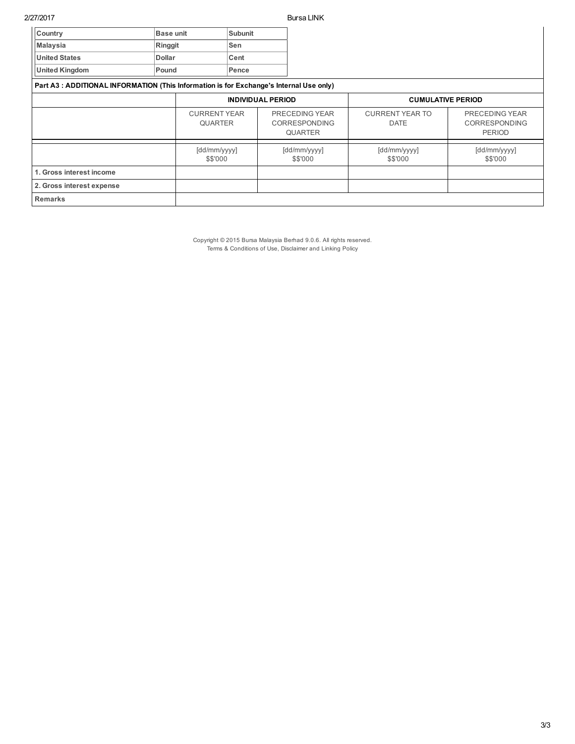| Country | Base unit | Subunit |
|---|---|---|
| Malaysia | Ringgit | Sen |
| United States | Dollar | Cent |
| United Kingdom | Pound | Pence |

**Part A3 : ADDITIONAL INFORMATION (This Information is for Exchange's Internal Use only)**

| | INDIVIDUAL PERIOD | | CUMULATIVE PERIOD | |
|---|---|---|---|---|
| | CURRENT YEAR QUARTER | PRECEDING YEAR CORRESPONDING QUARTER | CURRENT YEAR TO DATE | PRECEDING YEAR CORRESPONDING PERIOD |
| | [dd/mm/yyyy] $$'000 | [dd/mm/yyyy] $$'000 | [dd/mm/yyyy] $$'000 | [dd/mm/yyyy] $$'000 |
| **1. Gross interest income** | | | | |
| **2. Gross interest expense** | | | | |
| **Remarks** | | | | |

Copyright © 2015 Bursa Malaysia Berhad 9.0.6. All rights reserved.
Terms & Conditions of Use, Disclaimer and Linking Policy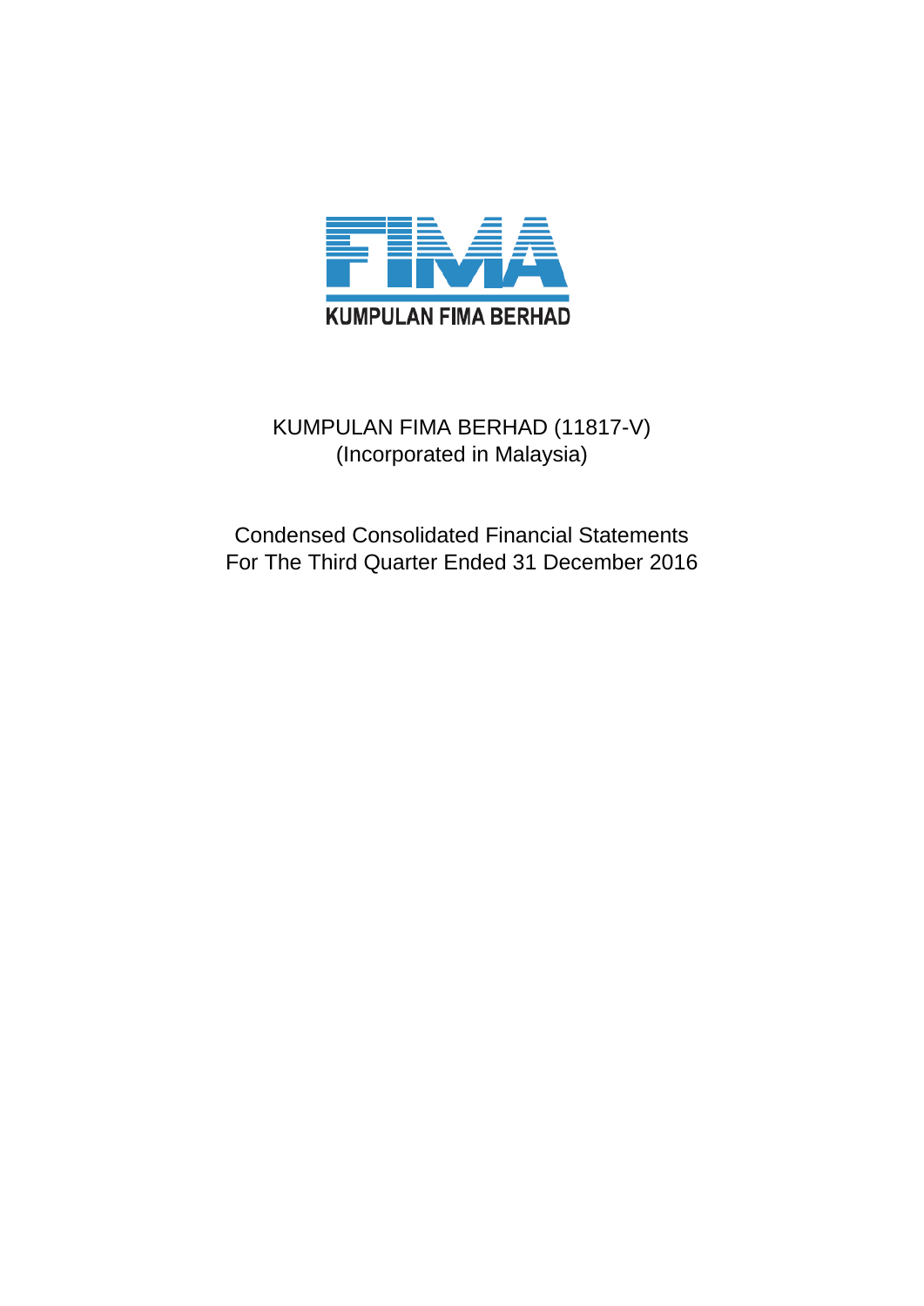KUMPULAN FIMA BERHAD

# KUMPULAN FIMA BERHAD (11817-V)

(Incorporated in Malaysia)

## Condensed Consolidated Financial Statements
## For The Third Quarter Ended 31 December 2016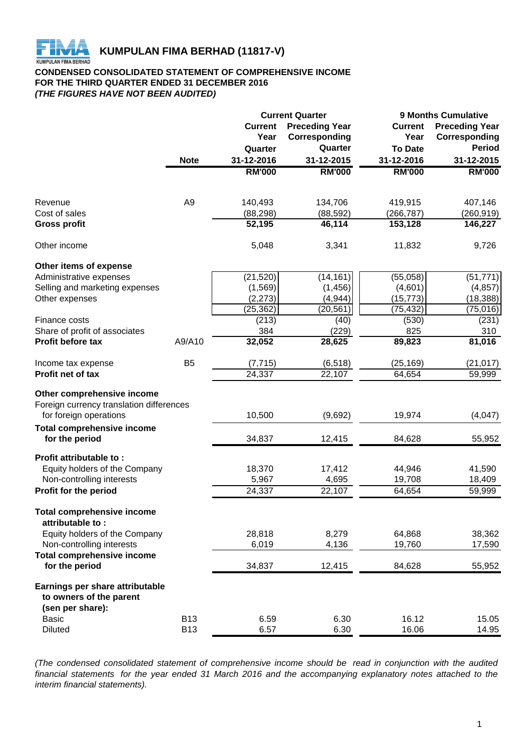# KUMPULAN FIMA BERHAD (11817-V)

**CONDENSED CONSOLIDATED STATEMENT OF COMPREHENSIVE INCOME**
**FOR THE THIRD QUARTER ENDED 31 DECEMBER 2016**
***(THE FIGURES HAVE NOT BEEN AUDITED)***

| | | Current Quarter | | 9 Months Cumulative | |
|---|---|---|---|---|---|
| | **Note** | **Current Year Quarter 31-12-2016** | **Preceding Year Corresponding Quarter 31-12-2015** | **Current Year To Date 31-12-2016** | **Preceding Year Corresponding Period 31-12-2015** |
| | | **RM'000** | **RM'000** | **RM'000** | **RM'000** |
| Revenue | A9 | 140,493 | 134,706 | 419,915 | 407,146 |
| Cost of sales | | (88,298) | (88,592) | (266,787) | (260,919) |
| **Gross profit** | | **52,195** | **46,114** | **153,128** | **146,227** |
| Other income | | 5,048 | 3,341 | 11,832 | 9,726 |
| **Other items of expense** | | | | | |
| Administrative expenses | | (21,520) | (14,161) | (55,058) | (51,771) |
| Selling and marketing expenses | | (1,569) | (1,456) | (4,601) | (4,857) |
| Other expenses | | (2,273) | (4,944) | (15,773) | (18,388) |
| | | (25,362) | (20,561) | (75,432) | (75,016) |
| Finance costs | | (213) | (40) | (530) | (231) |
| Share of profit of associates | | 384 | (229) | 825 | 310 |
| **Profit before tax** | A9/A10 | **32,052** | **28,625** | **89,823** | **81,016** |
| Income tax expense | B5 | (7,715) | (6,518) | (25,169) | (21,017) |
| **Profit net of tax** | | 24,337 | 22,107 | 64,654 | 59,999 |
| **Other comprehensive income** | | | | | |
| Foreign currency translation differences for foreign operations | | 10,500 | (9,692) | 19,974 | (4,047) |
| **Total comprehensive income for the period** | | 34,837 | 12,415 | 84,628 | 55,952 |
| **Profit attributable to :** | | | | | |
| Equity holders of the Company | | 18,370 | 17,412 | 44,946 | 41,590 |
| Non-controlling interests | | 5,967 | 4,695 | 19,708 | 18,409 |
| **Profit for the period** | | 24,337 | 22,107 | 64,654 | 59,999 |
| **Total comprehensive income attributable to :** | | | | | |
| Equity holders of the Company | | 28,818 | 8,279 | 64,868 | 38,362 |
| Non-controlling interests | | 6,019 | 4,136 | 19,760 | 17,590 |
| **Total comprehensive income for the period** | | 34,837 | 12,415 | 84,628 | 55,952 |
| **Earnings per share attributable to owners of the parent (sen per share):** | | | | | |
| Basic | B13 | 6.59 | 6.30 | 16.12 | 15.05 |
| Diluted | B13 | 6.57 | 6.30 | 16.06 | 14.95 |

*(The condensed consolidated statement of comprehensive income should be read in conjunction with the audited financial statements for the year ended 31 March 2016 and the accompanying explanatory notes attached to the interim financial statements).*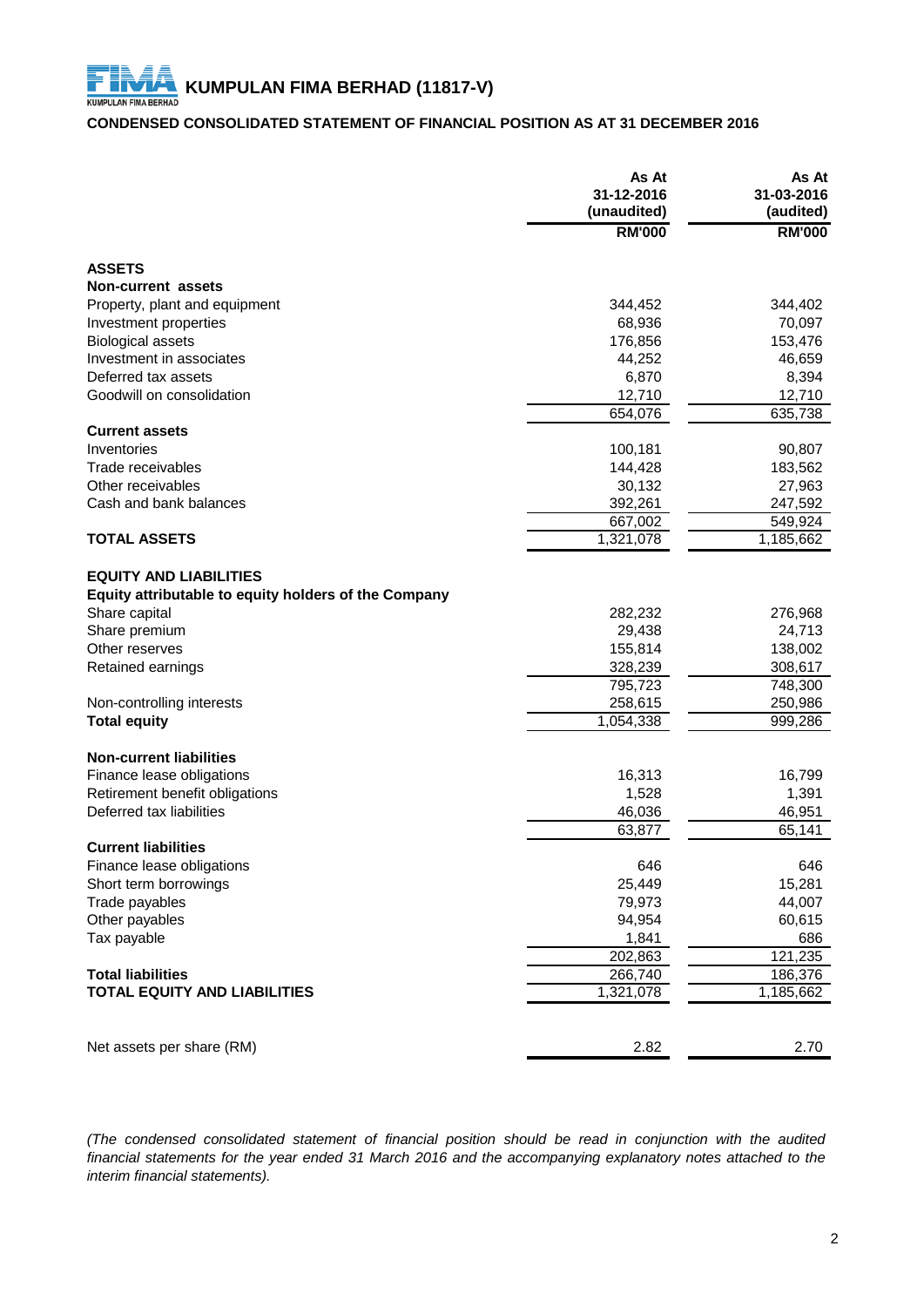# KUMPULAN FIMA BERHAD (11817-V)

## CONDENSED CONSOLIDATED STATEMENT OF FINANCIAL POSITION AS AT 31 DECEMBER 2016

| | As At 31-12-2016 (unaudited) | As At 31-03-2016 (audited) |
|---|---|---|
| | RM'000 | RM'000 |
| **ASSETS** | | |
| **Non-current assets** | | |
| Property, plant and equipment | 344,452 | 344,402 |
| Investment properties | 68,936 | 70,097 |
| Biological assets | 176,856 | 153,476 |
| Investment in associates | 44,252 | 46,659 |
| Deferred tax assets | 6,870 | 8,394 |
| Goodwill on consolidation | 12,710 | 12,710 |
| | 654,076 | 635,738 |
| **Current assets** | | |
| Inventories | 100,181 | 90,807 |
| Trade receivables | 144,428 | 183,562 |
| Other receivables | 30,132 | 27,963 |
| Cash and bank balances | 392,261 | 247,592 |
| | 667,002 | 549,924 |
| **TOTAL ASSETS** | 1,321,078 | 1,185,662 |
| **EQUITY AND LIABILITIES** | | |
| **Equity attributable to equity holders of the Company** | | |
| Share capital | 282,232 | 276,968 |
| Share premium | 29,438 | 24,713 |
| Other reserves | 155,814 | 138,002 |
| Retained earnings | 328,239 | 308,617 |
| | 795,723 | 748,300 |
| Non-controlling interests | 258,615 | 250,986 |
| **Total equity** | 1,054,338 | 999,286 |
| **Non-current liabilities** | | |
| Finance lease obligations | 16,313 | 16,799 |
| Retirement benefit obligations | 1,528 | 1,391 |
| Deferred tax liabilities | 46,036 | 46,951 |
| | 63,877 | 65,141 |
| **Current liabilities** | | |
| Finance lease obligations | 646 | 646 |
| Short term borrowings | 25,449 | 15,281 |
| Trade payables | 79,973 | 44,007 |
| Other payables | 94,954 | 60,615 |
| Tax payable | 1,841 | 686 |
| | 202,863 | 121,235 |
| **Total liabilities** | 266,740 | 186,376 |
| **TOTAL EQUITY AND LIABILITIES** | 1,321,078 | 1,185,662 |
| Net assets per share (RM) | 2.82 | 2.70 |

*(The condensed consolidated statement of financial position should be read in conjunction with the audited financial statements for the year ended 31 March 2016 and the accompanying explanatory notes attached to the interim financial statements).*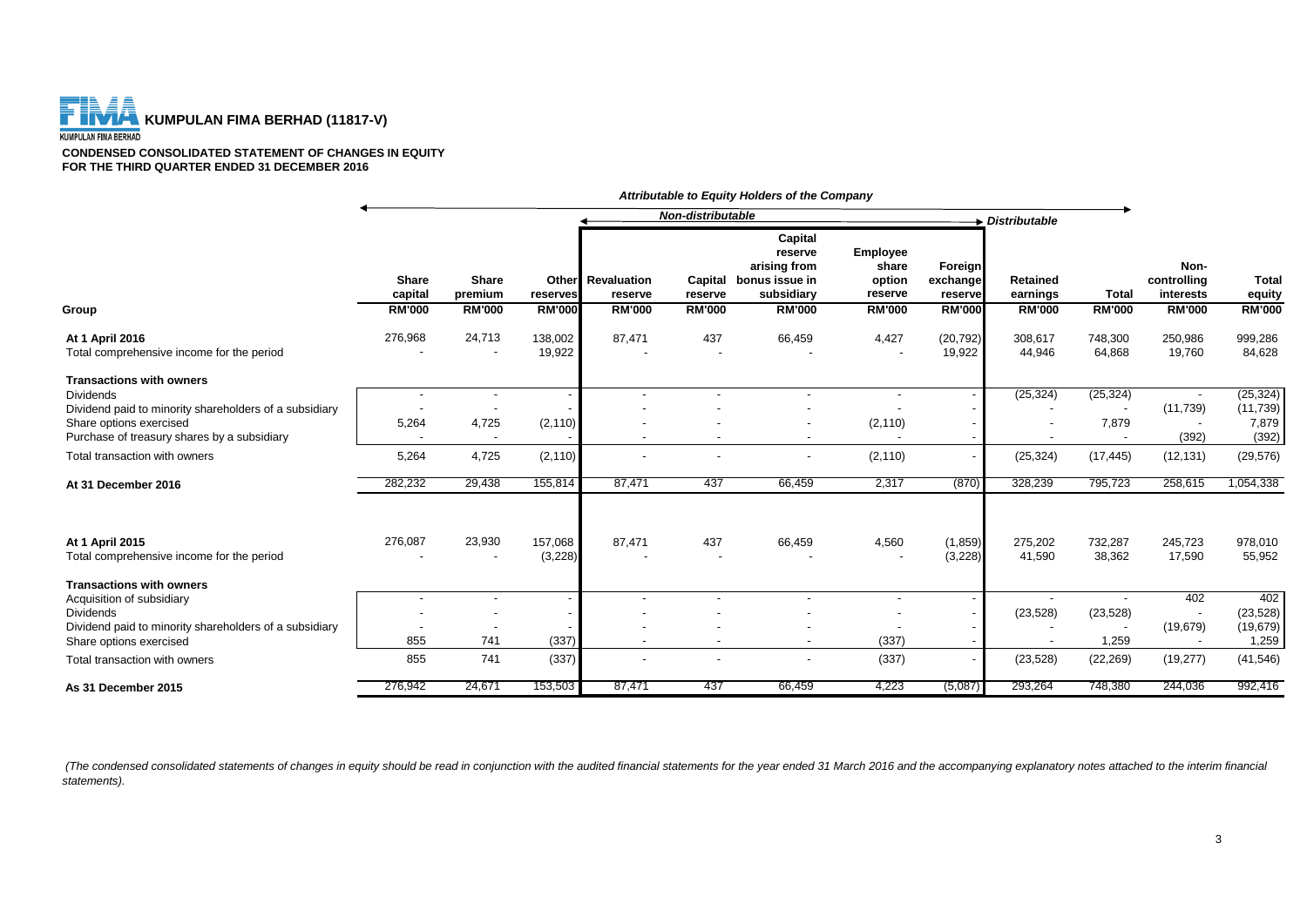# KUMPULAN FIMA BERHAD (11817-V)

**CONDENSED CONSOLIDATED STATEMENT OF CHANGES IN EQUITY**
**FOR THE THIRD QUARTER ENDED 31 DECEMBER 2016**

| | *Attributable to Equity Holders of the Company* | | | | | | | | | | | |
|---|---|---|---|---|---|---|---|---|---|---|---|---|
| | | | | *Non-distributable* | | | | | *Distributable* | | | |
| **Group** | **Share capital** RM'000 | **Share premium** RM'000 | **Other reserves** RM'000 | **Revaluation reserve** RM'000 | **Capital reserve** RM'000 | **Capital reserve arising from bonus issue in subsidiary** RM'000 | **Employee share option reserve** RM'000 | **Foreign exchange reserve** RM'000 | **Retained earnings** RM'000 | **Total** RM'000 | **Non-controlling interests** RM'000 | **Total equity** RM'000 |
| **At 1 April 2016** | 276,968 | 24,713 | 138,002 | 87,471 | 437 | 66,459 | 4,427 | (20,792) | 308,617 | 748,300 | 250,986 | 999,286 |
| Total comprehensive income for the period | - | - | 19,922 | - | - | - | - | 19,922 | 44,946 | 64,868 | 19,760 | 84,628 |
| **Transactions with owners** | | | | | | | | | | | | |
| Dividends | - | - | - | - | - | - | - | - | (25,324) | (25,324) | - | (25,324) |
| Dividend paid to minority shareholders of a subsidiary | - | - | - | - | - | - | - | - | - | - | (11,739) | (11,739) |
| Share options exercised | 5,264 | 4,725 | (2,110) | - | - | - | (2,110) | - | - | 7,879 | - | 7,879 |
| Purchase of treasury shares by a subsidiary | - | - | - | - | - | - | - | - | - | - | (392) | (392) |
| Total transaction with owners | 5,264 | 4,725 | (2,110) | - | - | - | (2,110) | - | (25,324) | (17,445) | (12,131) | (29,576) |
| **At 31 December 2016** | 282,232 | 29,438 | 155,814 | 87,471 | 437 | 66,459 | 2,317 | (870) | 328,239 | 795,723 | 258,615 | 1,054,338 |
| | | | | | | | | | | | | |
| **At 1 April 2015** | 276,087 | 23,930 | 157,068 | 87,471 | 437 | 66,459 | 4,560 | (1,859) | 275,202 | 732,287 | 245,723 | 978,010 |
| Total comprehensive income for the period | - | - | (3,228) | - | - | - | - | (3,228) | 41,590 | 38,362 | 17,590 | 55,952 |
| **Transactions with owners** | | | | | | | | | | | | |
| Acquisition of subsidiary | - | - | - | - | - | - | - | - | - | - | 402 | 402 |
| Dividends | - | - | - | - | - | - | - | - | (23,528) | (23,528) | - | (23,528) |
| Dividend paid to minority shareholders of a subsidiary | - | - | - | - | - | - | - | - | - | - | (19,679) | (19,679) |
| Share options exercised | 855 | 741 | (337) | - | - | - | (337) | - | - | 1,259 | - | 1,259 |
| Total transaction with owners | 855 | 741 | (337) | - | - | - | (337) | - | (23,528) | (22,269) | (19,277) | (41,546) |
| **As 31 December 2015** | 276,942 | 24,671 | 153,503 | 87,471 | 437 | 66,459 | 4,223 | (5,087) | 293,264 | 748,380 | 244,036 | 992,416 |

*(The condensed consolidated statements of changes in equity should be read in conjunction with the audited financial statements for the year ended 31 March 2016 and the accompanying explanatory notes attached to the interim financial statements).*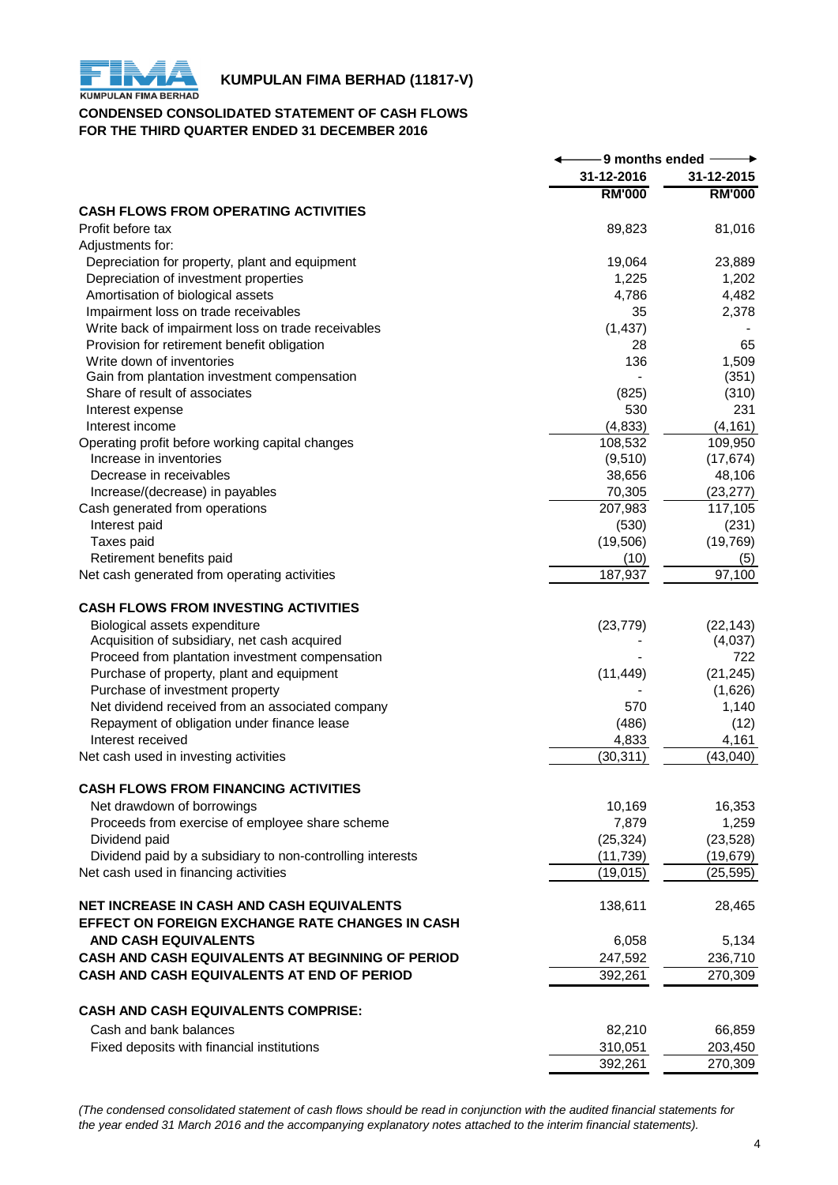**KUMPULAN FIMA BERHAD (11817-V)**

**CONDENSED CONSOLIDATED STATEMENT OF CASH FLOWS**
**FOR THE THIRD QUARTER ENDED 31 DECEMBER 2016**

| | 9 months ended | |
|---|---|---|
| | 31-12-2016 | 31-12-2015 |
| | RM'000 | RM'000 |
| **CASH FLOWS FROM OPERATING ACTIVITIES** | | |
| Profit before tax | 89,823 | 81,016 |
| Adjustments for: | | |
| Depreciation for property, plant and equipment | 19,064 | 23,889 |
| Depreciation of investment properties | 1,225 | 1,202 |
| Amortisation of biological assets | 4,786 | 4,482 |
| Impairment loss on trade receivables | 35 | 2,378 |
| Write back of impairment loss on trade receivables | (1,437) | - |
| Provision for retirement benefit obligation | 28 | 65 |
| Write down of inventories | 136 | 1,509 |
| Gain from plantation investment compensation | - | (351) |
| Share of result of associates | (825) | (310) |
| Interest expense | 530 | 231 |
| Interest income | (4,833) | (4,161) |
| Operating profit before working capital changes | 108,532 | 109,950 |
| Increase in inventories | (9,510) | (17,674) |
| Decrease in receivables | 38,656 | 48,106 |
| Increase/(decrease) in payables | 70,305 | (23,277) |
| Cash generated from operations | 207,983 | 117,105 |
| Interest paid | (530) | (231) |
| Taxes paid | (19,506) | (19,769) |
| Retirement benefits paid | (10) | (5) |
| Net cash generated from operating activities | 187,937 | 97,100 |
| **CASH FLOWS FROM INVESTING ACTIVITIES** | | |
| Biological assets expenditure | (23,779) | (22,143) |
| Acquisition of subsidiary, net cash acquired | - | (4,037) |
| Proceed from plantation investment compensation | - | 722 |
| Purchase of property, plant and equipment | (11,449) | (21,245) |
| Purchase of investment property | - | (1,626) |
| Net dividend received from an associated company | 570 | 1,140 |
| Repayment of obligation under finance lease | (486) | (12) |
| Interest received | 4,833 | 4,161 |
| Net cash used in investing activities | (30,311) | (43,040) |
| **CASH FLOWS FROM FINANCING ACTIVITIES** | | |
| Net drawdown of borrowings | 10,169 | 16,353 |
| Proceeds from exercise of employee share scheme | 7,879 | 1,259 |
| Dividend paid | (25,324) | (23,528) |
| Dividend paid by a subsidiary to non-controlling interests | (11,739) | (19,679) |
| Net cash used in financing activities | (19,015) | (25,595) |
| **NET INCREASE IN CASH AND CASH EQUIVALENTS** | 138,611 | 28,465 |
| **EFFECT ON FOREIGN EXCHANGE RATE CHANGES IN CASH AND CASH EQUIVALENTS** | 6,058 | 5,134 |
| **CASH AND CASH EQUIVALENTS AT BEGINNING OF PERIOD** | 247,592 | 236,710 |
| **CASH AND CASH EQUIVALENTS AT END OF PERIOD** | 392,261 | 270,309 |
| **CASH AND CASH EQUIVALENTS COMPRISE:** | | |
| Cash and bank balances | 82,210 | 66,859 |
| Fixed deposits with financial institutions | 310,051 | 203,450 |
| | 392,261 | 270,309 |

*(The condensed consolidated statement of cash flows should be read in conjunction with the audited financial statements for the year ended 31 March 2016 and the accompanying explanatory notes attached to the interim financial statements).*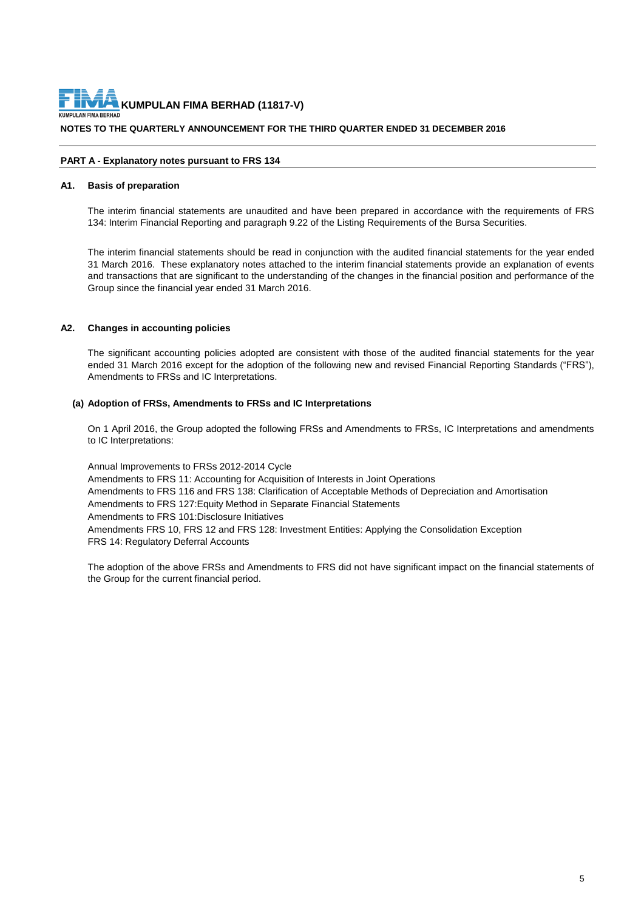**KUMPULAN FIMA BERHAD (11817-V)**

**NOTES TO THE QUARTERLY ANNOUNCEMENT FOR THE THIRD QUARTER ENDED 31 DECEMBER 2016**

**PART A - Explanatory notes pursuant to FRS 134**

**A1. Basis of preparation**

The interim financial statements are unaudited and have been prepared in accordance with the requirements of FRS 134: Interim Financial Reporting and paragraph 9.22 of the Listing Requirements of the Bursa Securities.

The interim financial statements should be read in conjunction with the audited financial statements for the year ended 31 March 2016. These explanatory notes attached to the interim financial statements provide an explanation of events and transactions that are significant to the understanding of the changes in the financial position and performance of the Group since the financial year ended 31 March 2016.

**A2. Changes in accounting policies**

The significant accounting policies adopted are consistent with those of the audited financial statements for the year ended 31 March 2016 except for the adoption of the following new and revised Financial Reporting Standards ("FRS"), Amendments to FRSs and IC Interpretations.

**(a) Adoption of FRSs, Amendments to FRSs and IC Interpretations**

On 1 April 2016, the Group adopted the following FRSs and Amendments to FRSs, IC Interpretations and amendments to IC Interpretations:

Annual Improvements to FRSs 2012-2014 Cycle
Amendments to FRS 11: Accounting for Acquisition of Interests in Joint Operations
Amendments to FRS 116 and FRS 138: Clarification of Acceptable Methods of Depreciation and Amortisation
Amendments to FRS 127:Equity Method in Separate Financial Statements
Amendments to FRS 101:Disclosure Initiatives
Amendments FRS 10, FRS 12 and FRS 128: Investment Entities: Applying the Consolidation Exception
FRS 14: Regulatory Deferral Accounts

The adoption of the above FRSs and Amendments to FRS did not have significant impact on the financial statements of the Group for the current financial period.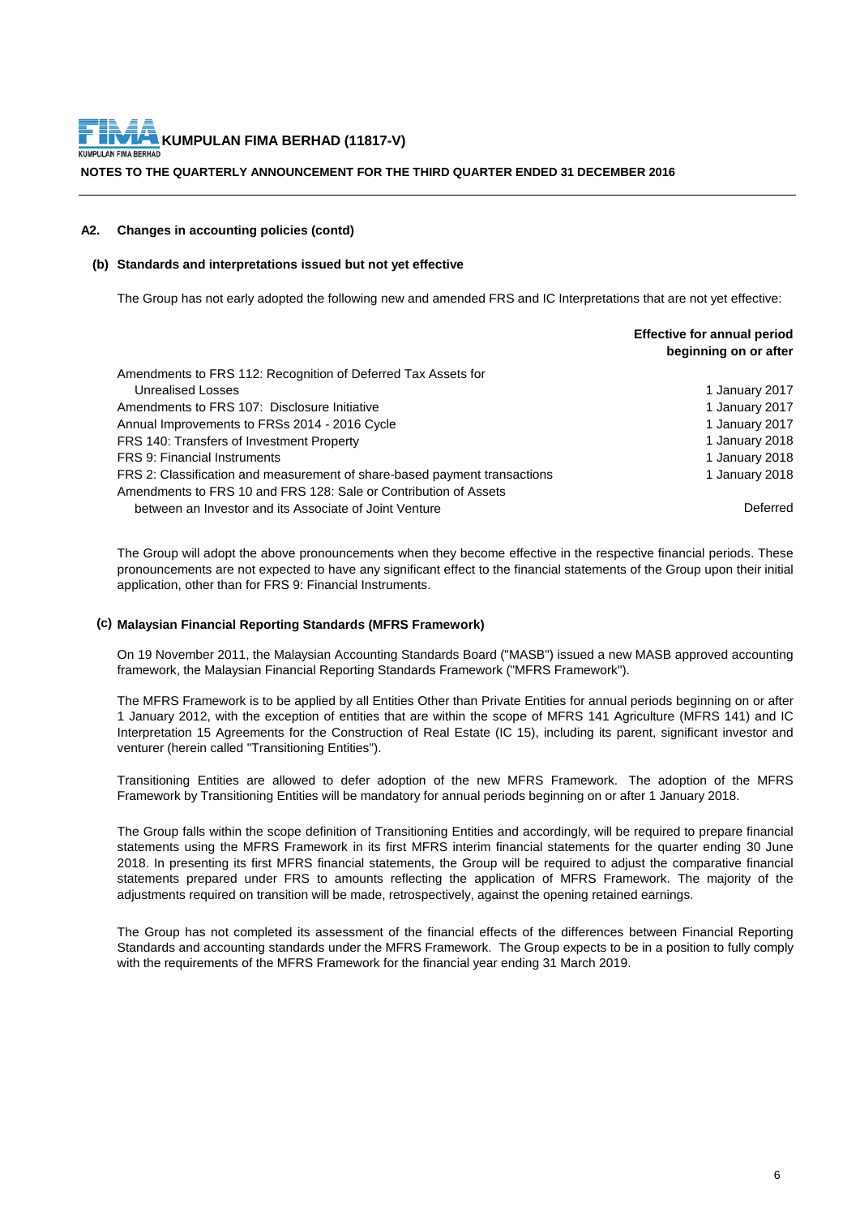**A2. Changes in accounting policies (contd)**

**(b) Standards and interpretations issued but not yet effective**

The Group has not early adopted the following new and amended FRS and IC Interpretations that are not yet effective:

| | **Effective for annual period beginning on or after** |
|---|---|
| Amendments to FRS 112: Recognition of Deferred Tax Assets for Unrealised Losses | 1 January 2017 |
| Amendments to FRS 107: Disclosure Initiative | 1 January 2017 |
| Annual Improvements to FRSs 2014 - 2016 Cycle | 1 January 2017 |
| FRS 140: Transfers of Investment Property | 1 January 2018 |
| FRS 9: Financial Instruments | 1 January 2018 |
| FRS 2: Classification and measurement of share-based payment transactions | 1 January 2018 |
| Amendments to FRS 10 and FRS 128: Sale or Contribution of Assets between an Investor and its Associate of Joint Venture | Deferred |

The Group will adopt the above pronouncements when they become effective in the respective financial periods. These pronouncements are not expected to have any significant effect to the financial statements of the Group upon their initial application, other than for FRS 9: Financial Instruments.

**(c) Malaysian Financial Reporting Standards (MFRS Framework)**

On 19 November 2011, the Malaysian Accounting Standards Board ("MASB") issued a new MASB approved accounting framework, the Malaysian Financial Reporting Standards Framework ("MFRS Framework").

The MFRS Framework is to be applied by all Entities Other than Private Entities for annual periods beginning on or after 1 January 2012, with the exception of entities that are within the scope of MFRS 141 Agriculture (MFRS 141) and IC Interpretation 15 Agreements for the Construction of Real Estate (IC 15), including its parent, significant investor and venturer (herein called "Transitioning Entities").

Transitioning Entities are allowed to defer adoption of the new MFRS Framework. The adoption of the MFRS Framework by Transitioning Entities will be mandatory for annual periods beginning on or after 1 January 2018.

The Group falls within the scope definition of Transitioning Entities and accordingly, will be required to prepare financial statements using the MFRS Framework in its first MFRS interim financial statements for the quarter ending 30 June 2018. In presenting its first MFRS financial statements, the Group will be required to adjust the comparative financial statements prepared under FRS to amounts reflecting the application of MFRS Framework. The majority of the adjustments required on transition will be made, retrospectively, against the opening retained earnings.

The Group has not completed its assessment of the financial effects of the differences between Financial Reporting Standards and accounting standards under the MFRS Framework. The Group expects to be in a position to fully comply with the requirements of the MFRS Framework for the financial year ending 31 March 2019.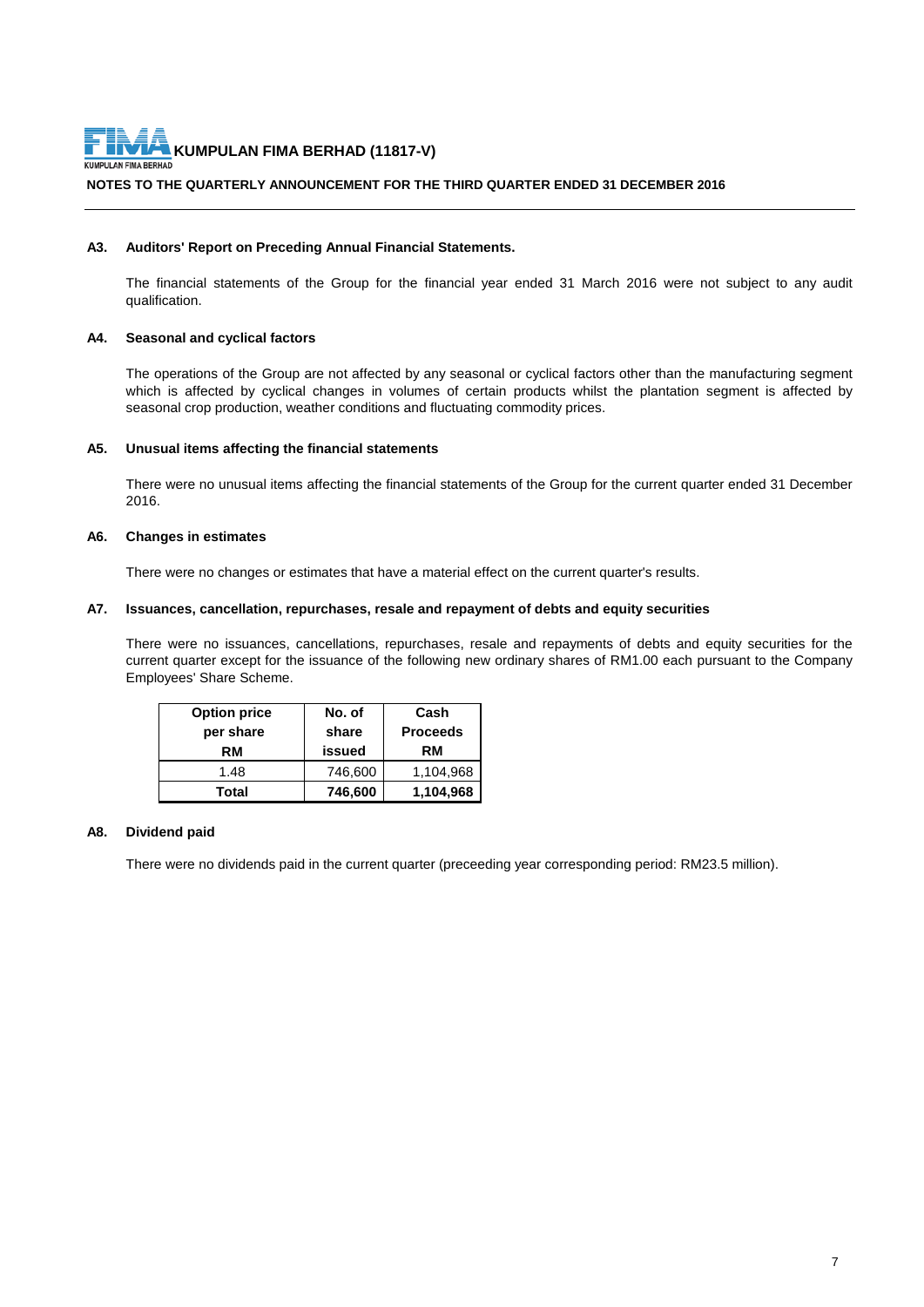**KUMPULAN FIMA BERHAD (11817-V)**

**NOTES TO THE QUARTERLY ANNOUNCEMENT FOR THE THIRD QUARTER ENDED 31 DECEMBER 2016**

### A3. Auditors' Report on Preceding Annual Financial Statements.

The financial statements of the Group for the financial year ended 31 March 2016 were not subject to any audit qualification.

### A4. Seasonal and cyclical factors

The operations of the Group are not affected by any seasonal or cyclical factors other than the manufacturing segment which is affected by cyclical changes in volumes of certain products whilst the plantation segment is affected by seasonal crop production, weather conditions and fluctuating commodity prices.

### A5. Unusual items affecting the financial statements

There were no unusual items affecting the financial statements of the Group for the current quarter ended 31 December 2016.

### A6. Changes in estimates

There were no changes or estimates that have a material effect on the current quarter's results.

### A7. Issuances, cancellation, repurchases, resale and repayment of debts and equity securities

There were no issuances, cancellations, repurchases, resale and repayments of debts and equity securities for the current quarter except for the issuance of the following new ordinary shares of RM1.00 each pursuant to the Company Employees' Share Scheme.

| Option price per share RM | No. of share issued | Cash Proceeds RM |
|---|---|---|
| 1.48 | 746,600 | 1,104,968 |
| **Total** | **746,600** | **1,104,968** |

### A8. Dividend paid

There were no dividends paid in the current quarter (preceeding year corresponding period: RM23.5 million).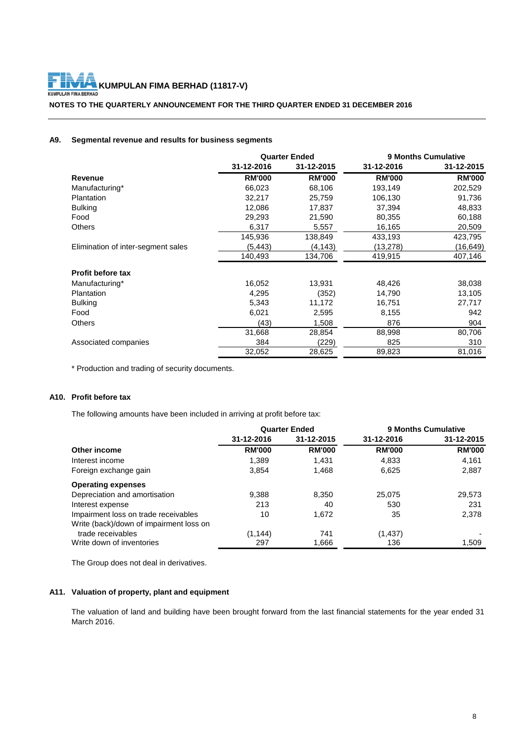**KUMPULAN FIMA BERHAD (11817-V)**

**NOTES TO THE QUARTERLY ANNOUNCEMENT FOR THE THIRD QUARTER ENDED 31 DECEMBER 2016**

## A9. Segmental revenue and results for business segments

| | Quarter Ended | | 9 Months Cumulative | |
|---|---|---|---|---|
| | 31-12-2016 | 31-12-2015 | 31-12-2016 | 31-12-2015 |
| **Revenue** | **RM'000** | **RM'000** | **RM'000** | **RM'000** |
| Manufacturing* | 66,023 | 68,106 | 193,149 | 202,529 |
| Plantation | 32,217 | 25,759 | 106,130 | 91,736 |
| Bulking | 12,086 | 17,837 | 37,394 | 48,833 |
| Food | 29,293 | 21,590 | 80,355 | 60,188 |
| Others | 6,317 | 5,557 | 16,165 | 20,509 |
| | 145,936 | 138,849 | 433,193 | 423,795 |
| Elimination of inter-segment sales | (5,443) | (4,143) | (13,278) | (16,649) |
| | 140,493 | 134,706 | 419,915 | 407,146 |
| **Profit before tax** | | | | |
| Manufacturing* | 16,052 | 13,931 | 48,426 | 38,038 |
| Plantation | 4,295 | (352) | 14,790 | 13,105 |
| Bulking | 5,343 | 11,172 | 16,751 | 27,717 |
| Food | 6,021 | 2,595 | 8,155 | 942 |
| Others | (43) | 1,508 | 876 | 904 |
| | 31,668 | 28,854 | 88,998 | 80,706 |
| Associated companies | 384 | (229) | 825 | 310 |
| | 32,052 | 28,625 | 89,823 | 81,016 |

\* Production and trading of security documents.

## A10. Profit before tax

The following amounts have been included in arriving at profit before tax:

| | Quarter Ended | | 9 Months Cumulative | |
|---|---|---|---|---|
| | 31-12-2016 | 31-12-2015 | 31-12-2016 | 31-12-2015 |
| **Other income** | **RM'000** | **RM'000** | **RM'000** | **RM'000** |
| Interest income | 1,389 | 1,431 | 4,833 | 4,161 |
| Foreign exchange gain | 3,854 | 1,468 | 6,625 | 2,887 |
| **Operating expenses** | | | | |
| Depreciation and amortisation | 9,388 | 8,350 | 25,075 | 29,573 |
| Interest expense | 213 | 40 | 530 | 231 |
| Impairment loss on trade receivables | 10 | 1,672 | 35 | 2,378 |
| Write (back)/down of impairment loss on trade receivables | (1,144) | 741 | (1,437) | - |
| Write down of inventories | 297 | 1,666 | 136 | 1,509 |

The Group does not deal in derivatives.

## A11. Valuation of property, plant and equipment

The valuation of land and building have been brought forward from the last financial statements for the year ended 31 March 2016.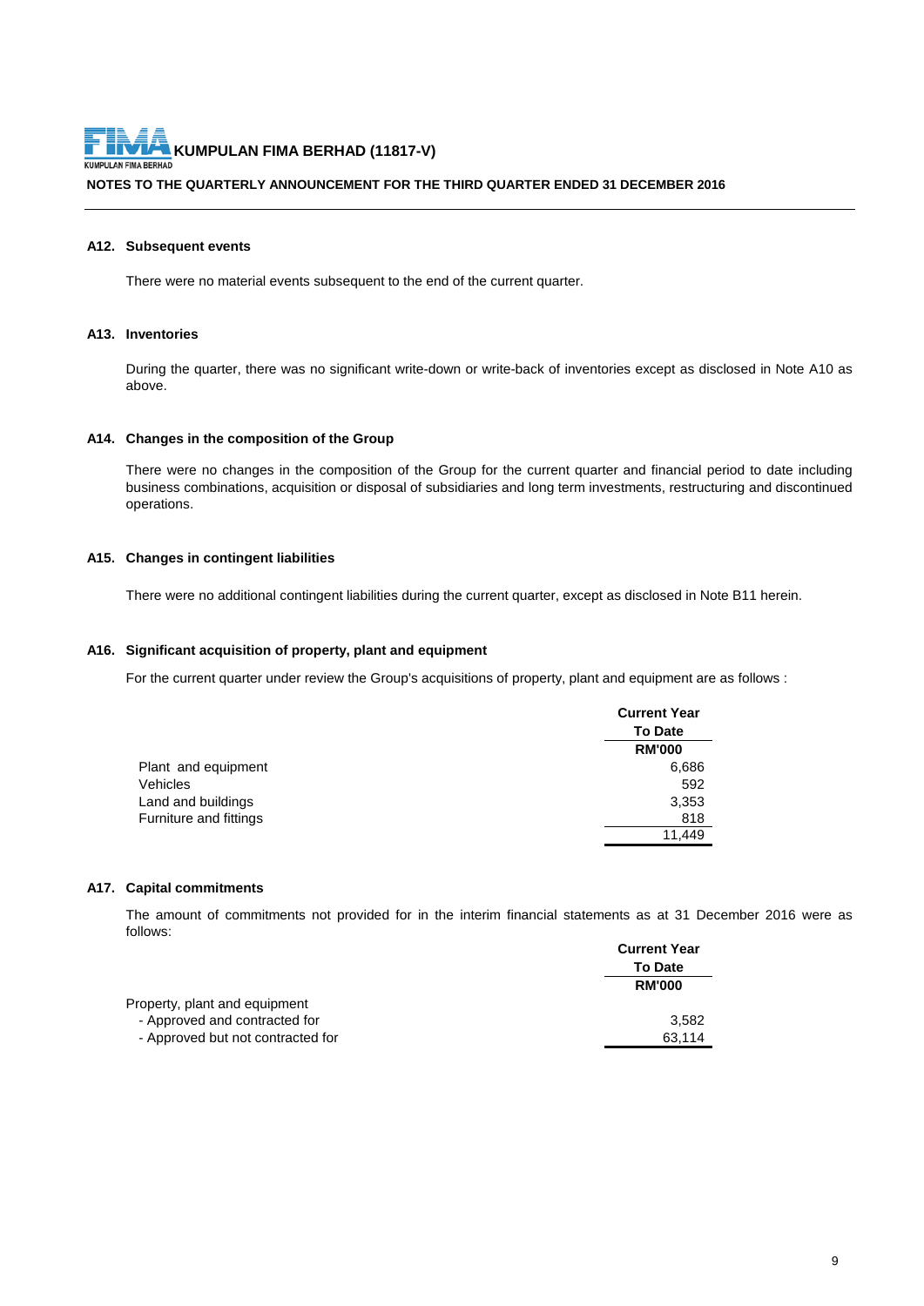**KUMPULAN FIMA BERHAD (11817-V)**

**NOTES TO THE QUARTERLY ANNOUNCEMENT FOR THE THIRD QUARTER ENDED 31 DECEMBER 2016**

### A12. Subsequent events

There were no material events subsequent to the end of the current quarter.

### A13. Inventories

During the quarter, there was no significant write-down or write-back of inventories except as disclosed in Note A10 as above.

### A14. Changes in the composition of the Group

There were no changes in the composition of the Group for the current quarter and financial period to date including business combinations, acquisition or disposal of subsidiaries and long term investments, restructuring and discontinued operations.

### A15. Changes in contingent liabilities

There were no additional contingent liabilities during the current quarter, except as disclosed in Note B11 herein.

### A16. Significant acquisition of property, plant and equipment

For the current quarter under review the Group's acquisitions of property, plant and equipment are as follows :

| | Current Year To Date RM'000 |
|---|---|
| Plant and equipment | 6,686 |
| Vehicles | 592 |
| Land and buildings | 3,353 |
| Furniture and fittings | 818 |
| | 11,449 |

### A17. Capital commitments

The amount of commitments not provided for in the interim financial statements as at 31 December 2016 were as follows:

| | Current Year To Date RM'000 |
|---|---|
| Property, plant and equipment | |
| - Approved and contracted for | 3,582 |
| - Approved but not contracted for | 63,114 |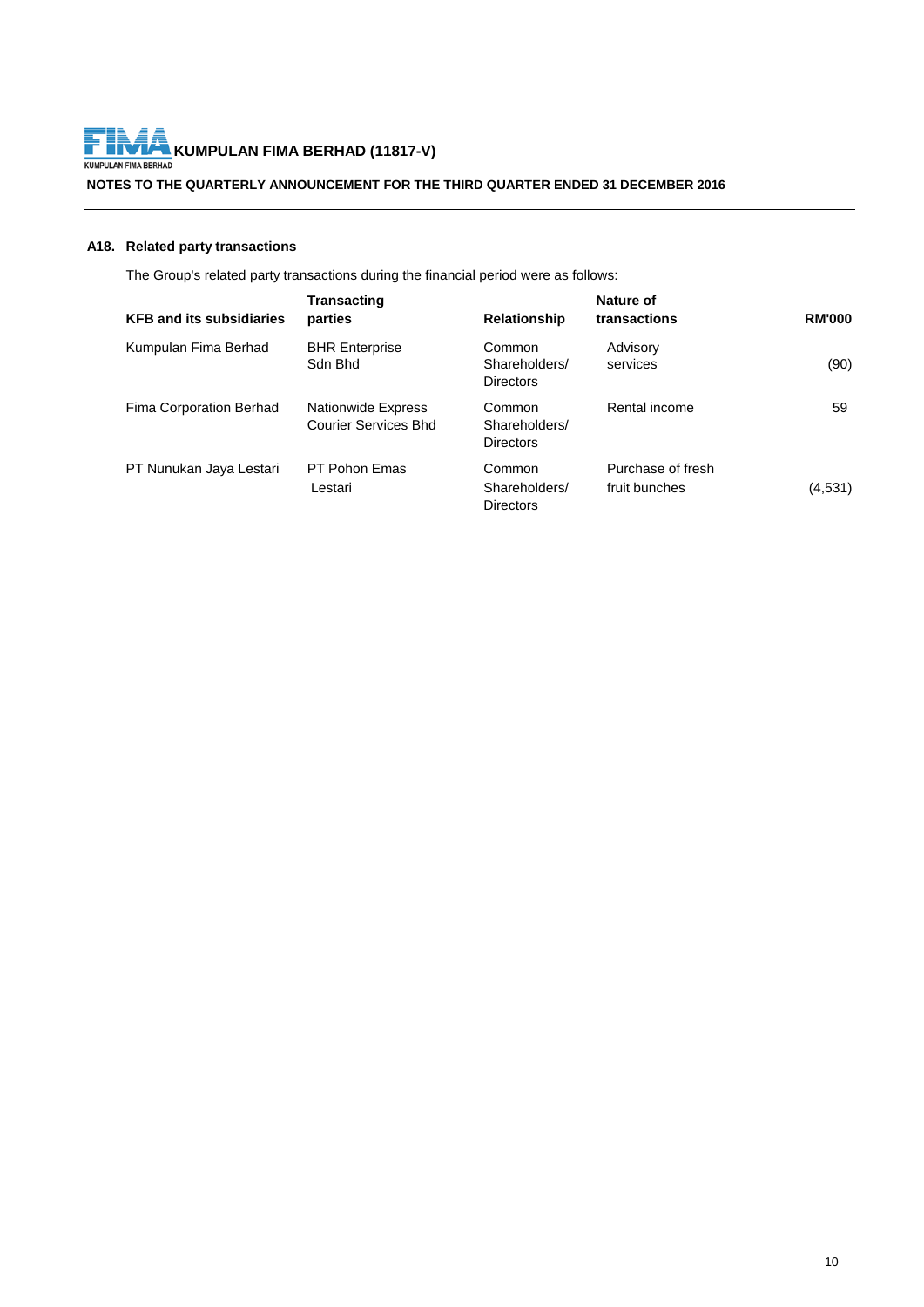### A18. Related party transactions

The Group's related party transactions during the financial period were as follows:

| KFB and its subsidiaries | Transacting parties | Relationship | Nature of transactions | RM'000 |
|---|---|---|---|---|
| Kumpulan Fima Berhad | BHR Enterprise Sdn Bhd | Common Shareholders/ Directors | Advisory services | (90) |
| Fima Corporation Berhad | Nationwide Express Courier Services Bhd | Common Shareholders/ Directors | Rental income | 59 |
| PT Nunukan Jaya Lestari | PT Pohon Emas Lestari | Common Shareholders/ Directors | Purchase of fresh fruit bunches | (4,531) |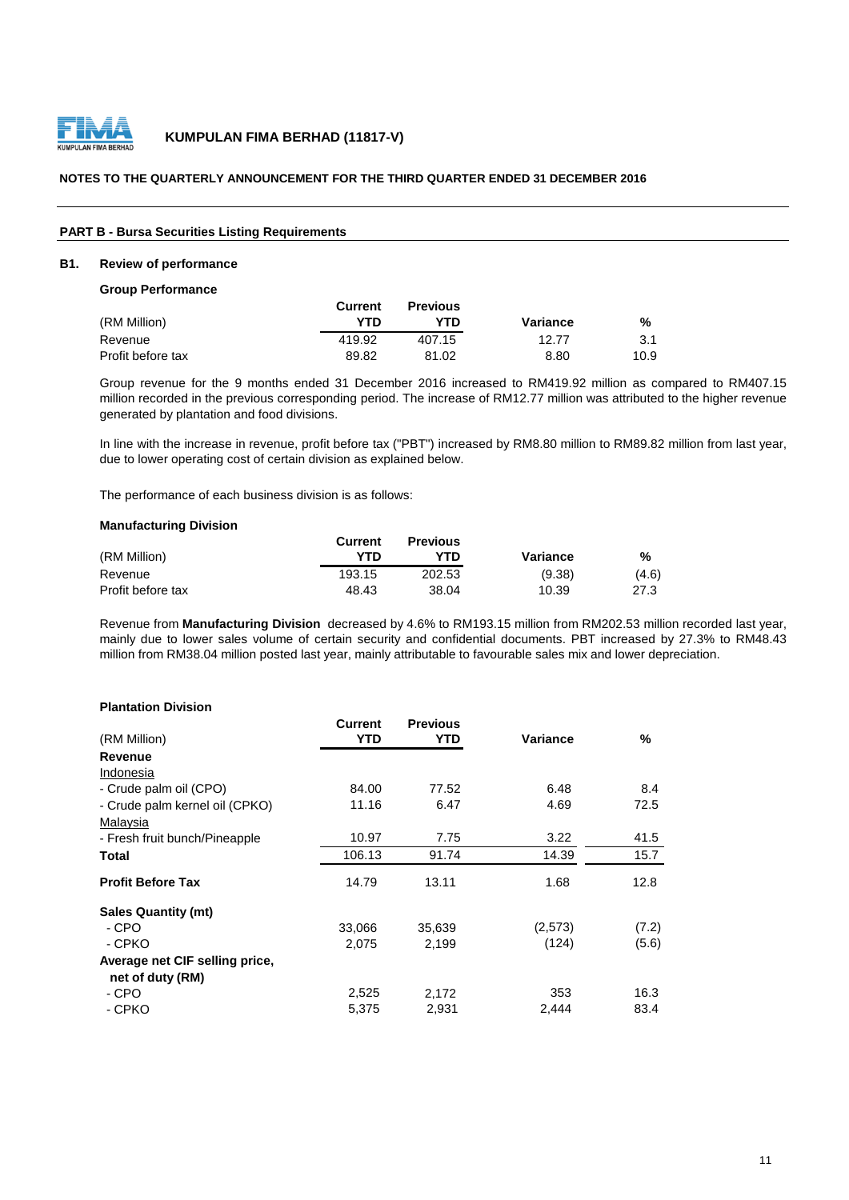**KUMPULAN FIMA BERHAD (11817-V)**

**NOTES TO THE QUARTERLY ANNOUNCEMENT FOR THE THIRD QUARTER ENDED 31 DECEMBER 2016**

**PART B - Bursa Securities Listing Requirements**

## B1. Review of performance

**Group Performance**

| (RM Million) | Current YTD | Previous YTD | Variance | % |
|---|---|---|---|---|
| Revenue | 419.92 | 407.15 | 12.77 | 3.1 |
| Profit before tax | 89.82 | 81.02 | 8.80 | 10.9 |

Group revenue for the 9 months ended 31 December 2016 increased to RM419.92 million as compared to RM407.15 million recorded in the previous corresponding period. The increase of RM12.77 million was attributed to the higher revenue generated by plantation and food divisions.

In line with the increase in revenue, profit before tax ("PBT") increased by RM8.80 million to RM89.82 million from last year, due to lower operating cost of certain division as explained below.

The performance of each business division is as follows:

**Manufacturing Division**

| (RM Million) | Current YTD | Previous YTD | Variance | % |
|---|---|---|---|---|
| Revenue | 193.15 | 202.53 | (9.38) | (4.6) |
| Profit before tax | 48.43 | 38.04 | 10.39 | 27.3 |

Revenue from **Manufacturing Division** decreased by 4.6% to RM193.15 million from RM202.53 million recorded last year, mainly due to lower sales volume of certain security and confidential documents. PBT increased by 27.3% to RM48.43 million from RM38.04 million posted last year, mainly attributable to favourable sales mix and lower depreciation.

**Plantation Division**

| (RM Million) | Current YTD | Previous YTD | Variance | % |
|---|---|---|---|---|
| **Revenue** | | | | |
| Indonesia | | | | |
| - Crude palm oil (CPO) | 84.00 | 77.52 | 6.48 | 8.4 |
| - Crude palm kernel oil (CPKO) | 11.16 | 6.47 | 4.69 | 72.5 |
| Malaysia | | | | |
| - Fresh fruit bunch/Pineapple | 10.97 | 7.75 | 3.22 | 41.5 |
| **Total** | 106.13 | 91.74 | 14.39 | 15.7 |
| **Profit Before Tax** | 14.79 | 13.11 | 1.68 | 12.8 |
| **Sales Quantity (mt)** | | | | |
| - CPO | 33,066 | 35,639 | (2,573) | (7.2) |
| - CPKO | 2,075 | 2,199 | (124) | (5.6) |
| **Average net CIF selling price, net of duty (RM)** | | | | |
| - CPO | 2,525 | 2,172 | 353 | 16.3 |
| - CPKO | 5,375 | 2,931 | 2,444 | 83.4 |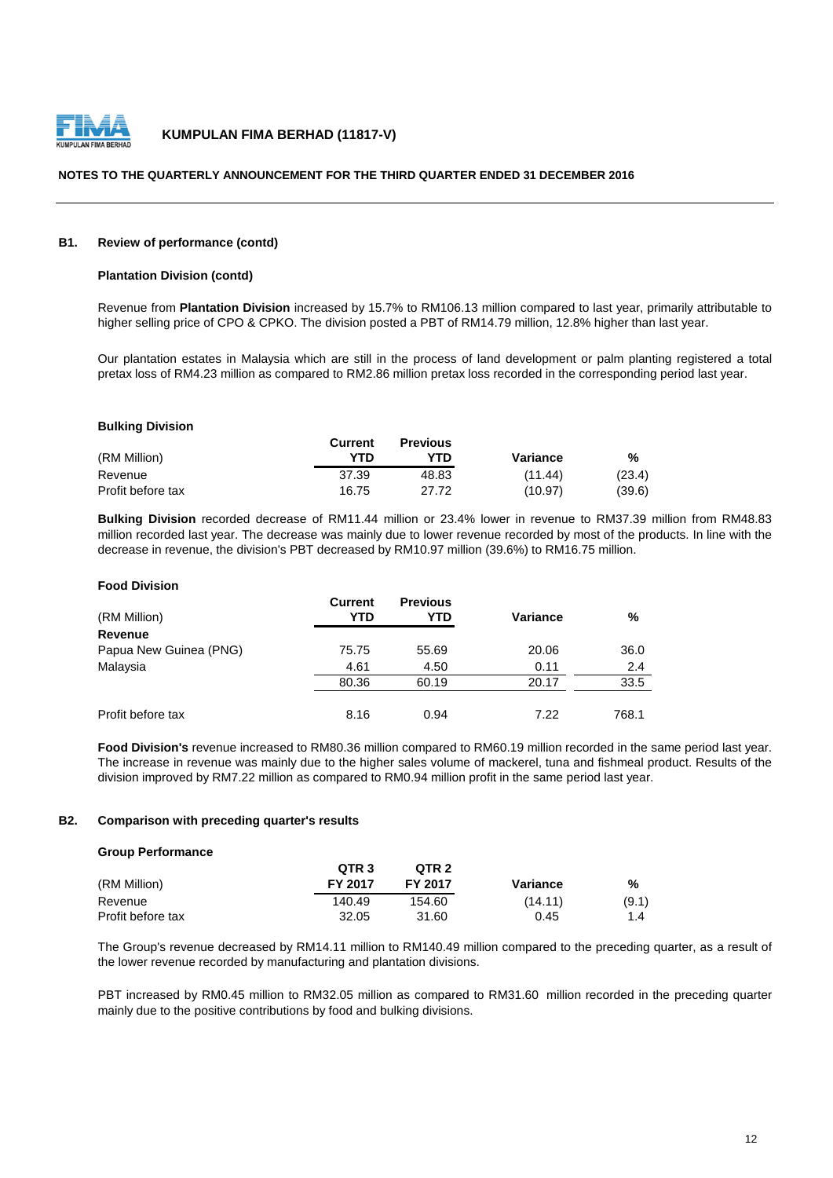## B1. Review of performance (contd)

### Plantation Division (contd)

Revenue from **Plantation Division** increased by 15.7% to RM106.13 million compared to last year, primarily attributable to higher selling price of CPO & CPKO. The division posted a PBT of RM14.79 million, 12.8% higher than last year.

Our plantation estates in Malaysia which are still in the process of land development or palm planting registered a total pretax loss of RM4.23 million as compared to RM2.86 million pretax loss recorded in the corresponding period last year.

### Bulking Division

| (RM Million) | Current YTD | Previous YTD | Variance | % |
|---|---|---|---|---|
| Revenue | 37.39 | 48.83 | (11.44) | (23.4) |
| Profit before tax | 16.75 | 27.72 | (10.97) | (39.6) |

**Bulking Division** recorded decrease of RM11.44 million or 23.4% lower in revenue to RM37.39 million from RM48.83 million recorded last year. The decrease was mainly due to lower revenue recorded by most of the products. In line with the decrease in revenue, the division's PBT decreased by RM10.97 million (39.6%) to RM16.75 million.

### Food Division

| (RM Million) | Current YTD | Previous YTD | Variance | % |
|---|---|---|---|---|
| **Revenue** | | | | |
| Papua New Guinea (PNG) | 75.75 | 55.69 | 20.06 | 36.0 |
| Malaysia | 4.61 | 4.50 | 0.11 | 2.4 |
| | 80.36 | 60.19 | 20.17 | 33.5 |
| Profit before tax | 8.16 | 0.94 | 7.22 | 768.1 |

**Food Division's** revenue increased to RM80.36 million compared to RM60.19 million recorded in the same period last year. The increase in revenue was mainly due to the higher sales volume of mackerel, tuna and fishmeal product. Results of the division improved by RM7.22 million as compared to RM0.94 million profit in the same period last year.

## B2. Comparison with preceding quarter's results

### Group Performance

| (RM Million) | QTR 3 FY 2017 | QTR 2 FY 2017 | Variance | % |
|---|---|---|---|---|
| Revenue | 140.49 | 154.60 | (14.11) | (9.1) |
| Profit before tax | 32.05 | 31.60 | 0.45 | 1.4 |

The Group's revenue decreased by RM14.11 million to RM140.49 million compared to the preceding quarter, as a result of the lower revenue recorded by manufacturing and plantation divisions.

PBT increased by RM0.45 million to RM32.05 million as compared to RM31.60 million recorded in the preceding quarter mainly due to the positive contributions by food and bulking divisions.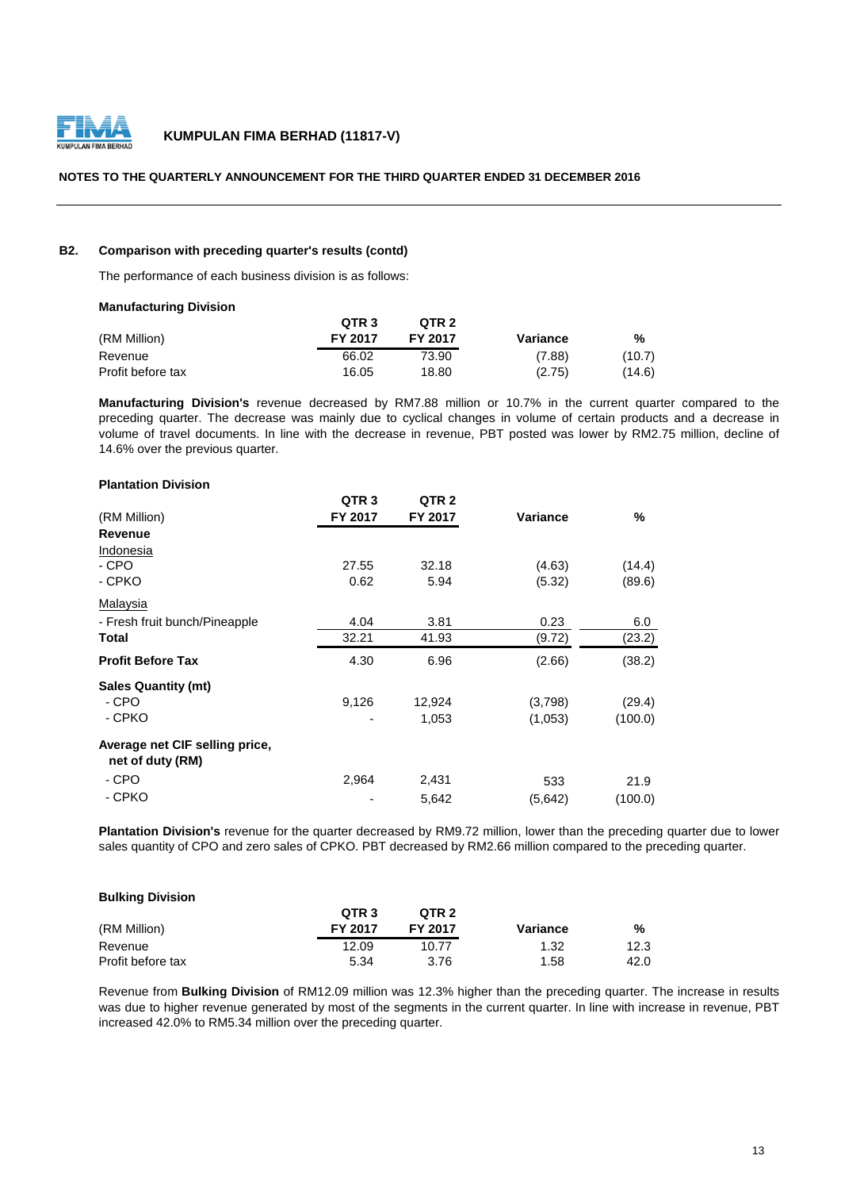**B2. Comparison with preceding quarter's results (contd)**

The performance of each business division is as follows:

**Manufacturing Division**

| (RM Million) | QTR 3 FY 2017 | QTR 2 FY 2017 | Variance | % |
|---|---|---|---|---|
| Revenue | 66.02 | 73.90 | (7.88) | (10.7) |
| Profit before tax | 16.05 | 18.80 | (2.75) | (14.6) |

**Manufacturing Division's** revenue decreased by RM7.88 million or 10.7% in the current quarter compared to the preceding quarter. The decrease was mainly due to cyclical changes in volume of certain products and a decrease in volume of travel documents. In line with the decrease in revenue, PBT posted was lower by RM2.75 million, decline of 14.6% over the previous quarter.

**Plantation Division**

| (RM Million) | QTR 3 FY 2017 | QTR 2 FY 2017 | Variance | % |
|---|---|---|---|---|
| **Revenue** | | | | |
| Indonesia | | | | |
| - CPO | 27.55 | 32.18 | (4.63) | (14.4) |
| - CPKO | 0.62 | 5.94 | (5.32) | (89.6) |
| Malaysia | | | | |
| - Fresh fruit bunch/Pineapple | 4.04 | 3.81 | 0.23 | 6.0 |
| **Total** | 32.21 | 41.93 | (9.72) | (23.2) |
| **Profit Before Tax** | 4.30 | 6.96 | (2.66) | (38.2) |
| **Sales Quantity (mt)** | | | | |
| - CPO | 9,126 | 12,924 | (3,798) | (29.4) |
| - CPKO | - | 1,053 | (1,053) | (100.0) |
| **Average net CIF selling price, net of duty (RM)** | | | | |
| - CPO | 2,964 | 2,431 | 533 | 21.9 |
| - CPKO | - | 5,642 | (5,642) | (100.0) |

**Plantation Division's** revenue for the quarter decreased by RM9.72 million, lower than the preceding quarter due to lower sales quantity of CPO and zero sales of CPKO. PBT decreased by RM2.66 million compared to the preceding quarter.

**Bulking Division**

| (RM Million) | QTR 3 FY 2017 | QTR 2 FY 2017 | Variance | % |
|---|---|---|---|---|
| Revenue | 12.09 | 10.77 | 1.32 | 12.3 |
| Profit before tax | 5.34 | 3.76 | 1.58 | 42.0 |

Revenue from **Bulking Division** of RM12.09 million was 12.3% higher than the preceding quarter. The increase in results was due to higher revenue generated by most of the segments in the current quarter. In line with increase in revenue, PBT increased 42.0% to RM5.34 million over the preceding quarter.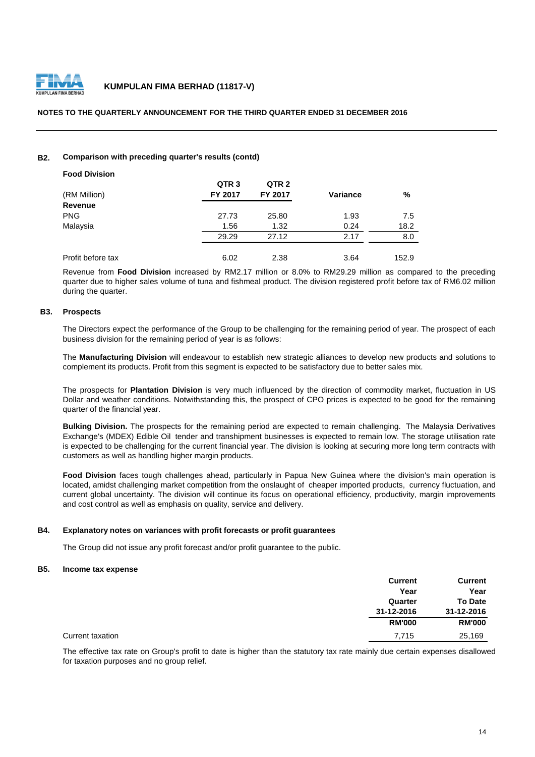**NOTES TO THE QUARTERLY ANNOUNCEMENT FOR THE THIRD QUARTER ENDED 31 DECEMBER 2016**

**B2. Comparison with preceding quarter's results (contd)**

**Food Division**

| (RM Million) | QTR 3 FY 2017 | QTR 2 FY 2017 | Variance | % |
|---|---|---|---|---|
| **Revenue** | | | | |
| PNG | 27.73 | 25.80 | 1.93 | 7.5 |
| Malaysia | 1.56 | 1.32 | 0.24 | 18.2 |
| | 29.29 | 27.12 | 2.17 | 8.0 |
| Profit before tax | 6.02 | 2.38 | 3.64 | 152.9 |

Revenue from **Food Division** increased by RM2.17 million or 8.0% to RM29.29 million as compared to the preceding quarter due to higher sales volume of tuna and fishmeal product. The division registered profit before tax of RM6.02 million during the quarter.

**B3. Prospects**

The Directors expect the performance of the Group to be challenging for the remaining period of year. The prospect of each business division for the remaining period of year is as follows:

The **Manufacturing Division** will endeavour to establish new strategic alliances to develop new products and solutions to complement its products. Profit from this segment is expected to be satisfactory due to better sales mix.

The prospects for **Plantation Division** is very much influenced by the direction of commodity market, fluctuation in US Dollar and weather conditions. Notwithstanding this, the prospect of CPO prices is expected to be good for the remaining quarter of the financial year.

**Bulking Division.** The prospects for the remaining period are expected to remain challenging. The Malaysia Derivatives Exchange's (MDEX) Edible Oil tender and transhipment businesses is expected to remain low. The storage utilisation rate is expected to be challenging for the current financial year. The division is looking at securing more long term contracts with customers as well as handling higher margin products.

**Food Division** faces tough challenges ahead, particularly in Papua New Guinea where the division's main operation is located, amidst challenging market competition from the onslaught of cheaper imported products, currency fluctuation, and current global uncertainty. The division will continue its focus on operational efficiency, productivity, margin improvements and cost control as well as emphasis on quality, service and delivery.

**B4. Explanatory notes on variances with profit forecasts or profit guarantees**

The Group did not issue any profit forecast and/or profit guarantee to the public.

**B5. Income tax expense**

| | Current Year Quarter 31-12-2016 RM'000 | Current Year To Date 31-12-2016 RM'000 |
|---|---|---|
| Current taxation | 7,715 | 25,169 |

The effective tax rate on Group's profit to date is higher than the statutory tax rate mainly due certain expenses disallowed for taxation purposes and no group relief.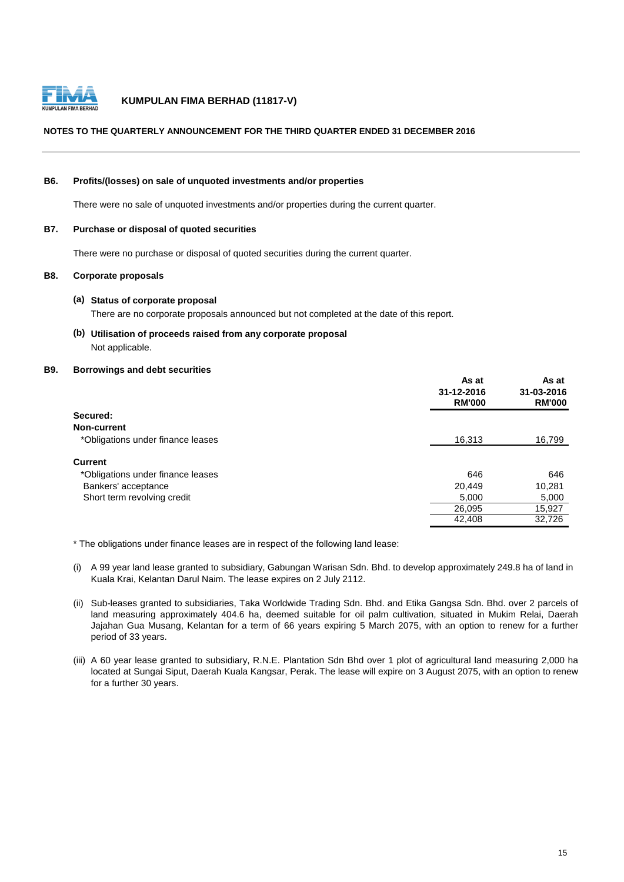**KUMPULAN FIMA BERHAD (11817-V)**

**NOTES TO THE QUARTERLY ANNOUNCEMENT FOR THE THIRD QUARTER ENDED 31 DECEMBER 2016**

## B6. Profits/(losses) on sale of unquoted investments and/or properties

There were no sale of unquoted investments and/or properties during the current quarter.

## B7. Purchase or disposal of quoted securities

There were no purchase or disposal of quoted securities during the current quarter.

## B8. Corporate proposals

### (a) Status of corporate proposal

There are no corporate proposals announced but not completed at the date of this report.

### (b) Utilisation of proceeds raised from any corporate proposal

Not applicable.

## B9. Borrowings and debt securities

| | As at 31-12-2016 RM'000 | As at 31-03-2016 RM'000 |
|---|---|---|
| **Secured:** | | |
| **Non-current** | | |
| *Obligations under finance leases | 16,313 | 16,799 |
| **Current** | | |
| *Obligations under finance leases | 646 | 646 |
| Bankers' acceptance | 20,449 | 10,281 |
| Short term revolving credit | 5,000 | 5,000 |
| | 26,095 | 15,927 |
| | 42,408 | 32,726 |

* The obligations under finance leases are in respect of the following land lease:

(i) A 99 year land lease granted to subsidiary, Gabungan Warisan Sdn. Bhd. to develop approximately 249.8 ha of land in Kuala Krai, Kelantan Darul Naim. The lease expires on 2 July 2112.

(ii) Sub-leases granted to subsidiaries, Taka Worldwide Trading Sdn. Bhd. and Etika Gangsa Sdn. Bhd. over 2 parcels of land measuring approximately 404.6 ha, deemed suitable for oil palm cultivation, situated in Mukim Relai, Daerah Jajahan Gua Musang, Kelantan for a term of 66 years expiring 5 March 2075, with an option to renew for a further period of 33 years.

(iii) A 60 year lease granted to subsidiary, R.N.E. Plantation Sdn Bhd over 1 plot of agricultural land measuring 2,000 ha located at Sungai Siput, Daerah Kuala Kangsar, Perak. The lease will expire on 3 August 2075, with an option to renew for a further 30 years.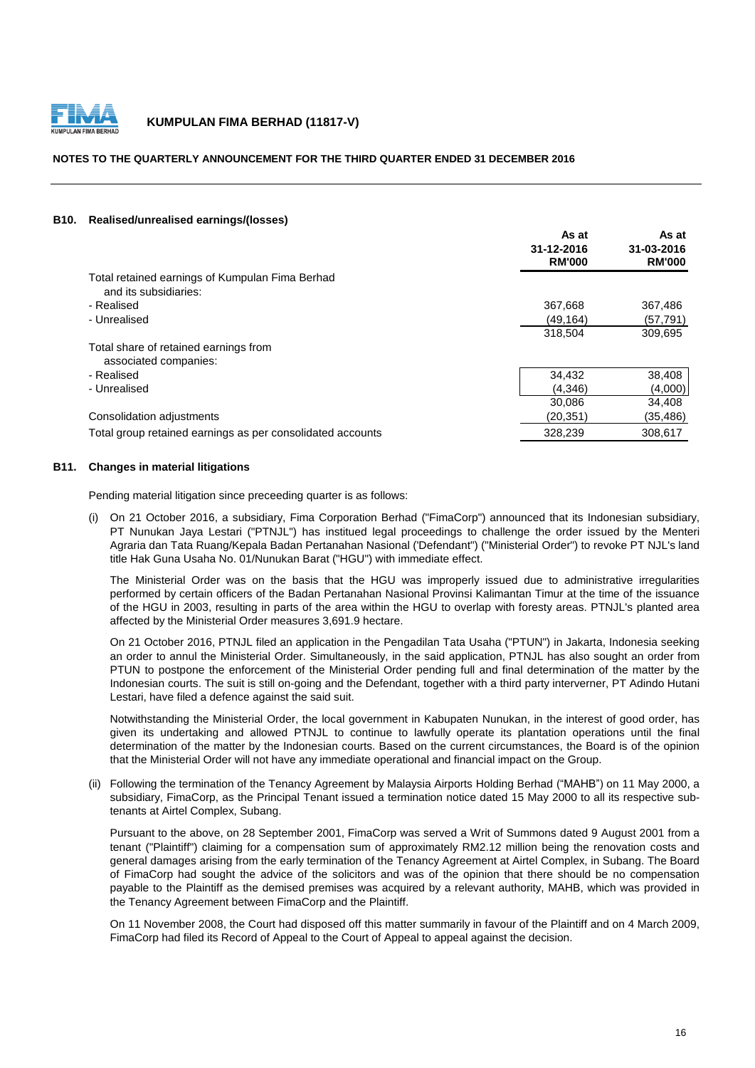### B10. Realised/unrealised earnings/(losses)

| | As at 31-12-2016 RM'000 | As at 31-03-2016 RM'000 |
|---|---|---|
| Total retained earnings of Kumpulan Fima Berhad and its subsidiaries: | | |
| - Realised | 367,668 | 367,486 |
| - Unrealised | (49,164) | (57,791) |
| | 318,504 | 309,695 |
| Total share of retained earnings from associated companies: | | |
| - Realised | 34,432 | 38,408 |
| - Unrealised | (4,346) | (4,000) |
| | 30,086 | 34,408 |
| Consolidation adjustments | (20,351) | (35,486) |
| Total group retained earnings as per consolidated accounts | 328,239 | 308,617 |

### B11. Changes in material litigations

Pending material litigation since preceeding quarter is as follows:

(i) On 21 October 2016, a subsidiary, Fima Corporation Berhad ("FimaCorp") announced that its Indonesian subsidiary, PT Nunukan Jaya Lestari ("PTNJL") has instituted legal proceedings to challenge the order issued by the Menteri Agraria dan Tata Ruang/Kepala Badan Pertanahan Nasional ('Defendant") ("Ministerial Order") to revoke PT NJL's land title Hak Guna Usaha No. 01/Nunukan Barat ("HGU") with immediate effect.

The Ministerial Order was on the basis that the HGU was improperly issued due to administrative irregularities performed by certain officers of the Badan Pertanahan Nasional Provinsi Kalimantan Timur at the time of the issuance of the HGU in 2003, resulting in parts of the area within the HGU to overlap with foresty areas. PTNJL's planted area affected by the Ministerial Order measures 3,691.9 hectare.

On 21 October 2016, PTNJL filed an application in the Pengadilan Tata Usaha ("PTUN") in Jakarta, Indonesia seeking an order to annul the Ministerial Order. Simultaneously, in the said application, PTNJL has also sought an order from PTUN to postpone the enforcement of the Ministerial Order pending full and final determination of the matter by the Indonesian courts. The suit is still on-going and the Defendant, together with a third party interverner, PT Adindo Hutani Lestari, have filed a defence against the said suit.

Notwithstanding the Ministerial Order, the local government in Kabupaten Nunukan, in the interest of good order, has given its undertaking and allowed PTNJL to continue to lawfully operate its plantation operations until the final determination of the matter by the Indonesian courts. Based on the current circumstances, the Board is of the opinion that the Ministerial Order will not have any immediate operational and financial impact on the Group.

(ii) Following the termination of the Tenancy Agreement by Malaysia Airports Holding Berhad ("MAHB") on 11 May 2000, a subsidiary, FimaCorp, as the Principal Tenant issued a termination notice dated 15 May 2000 to all its respective sub-tenants at Airtel Complex, Subang.

Pursuant to the above, on 28 September 2001, FimaCorp was served a Writ of Summons dated 9 August 2001 from a tenant ("Plaintiff") claiming for a compensation sum of approximately RM2.12 million being the renovation costs and general damages arising from the early termination of the Tenancy Agreement at Airtel Complex, in Subang. The Board of FimaCorp had sought the advice of the solicitors and was of the opinion that there should be no compensation payable to the Plaintiff as the demised premises was acquired by a relevant authority, MAHB, which was provided in the Tenancy Agreement between FimaCorp and the Plaintiff.

On 11 November 2008, the Court had disposed off this matter summarily in favour of the Plaintiff and on 4 March 2009, FimaCorp had filed its Record of Appeal to the Court of Appeal to appeal against the decision.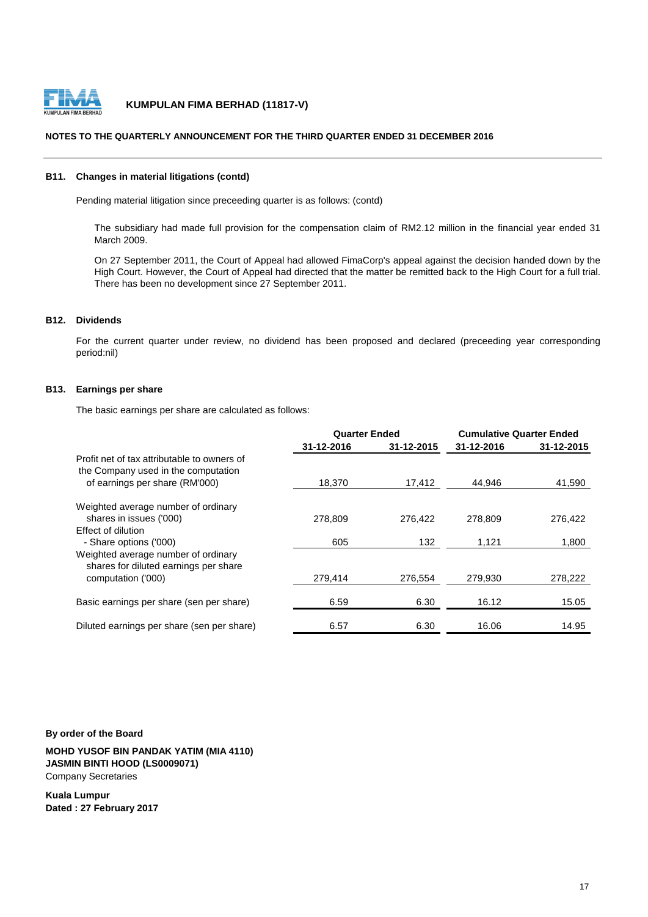**KUMPULAN FIMA BERHAD (11817-V)**

**NOTES TO THE QUARTERLY ANNOUNCEMENT FOR THE THIRD QUARTER ENDED 31 DECEMBER 2016**

**B11. Changes in material litigations (contd)**

Pending material litigation since preceeding quarter is as follows: (contd)

The subsidiary had made full provision for the compensation claim of RM2.12 million in the financial year ended 31 March 2009.

On 27 September 2011, the Court of Appeal had allowed FimaCorp's appeal against the decision handed down by the High Court. However, the Court of Appeal had directed that the matter be remitted back to the High Court for a full trial. There has been no development since 27 September 2011.

**B12. Dividends**

For the current quarter under review, no dividend has been proposed and declared (preceeding year corresponding period:nil)

**B13. Earnings per share**

The basic earnings per share are calculated as follows:

| | Quarter Ended | | Cumulative Quarter Ended | |
|---|---|---|---|---|
| | 31-12-2016 | 31-12-2015 | 31-12-2016 | 31-12-2015 |
| Profit net of tax attributable to owners of the Company used in the computation of earnings per share (RM'000) | 18,370 | 17,412 | 44,946 | 41,590 |
| Weighted average number of ordinary shares in issues ('000) | 278,809 | 276,422 | 278,809 | 276,422 |
| Effect of dilution | | | | |
| - Share options ('000) | 605 | 132 | 1,121 | 1,800 |
| Weighted average number of ordinary shares for diluted earnings per share computation ('000) | 279,414 | 276,554 | 279,930 | 278,222 |
| Basic earnings per share (sen per share) | 6.59 | 6.30 | 16.12 | 15.05 |
| Diluted earnings per share (sen per share) | 6.57 | 6.30 | 16.06 | 14.95 |

**By order of the Board**

**MOHD YUSOF BIN PANDAK YATIM (MIA 4110)**
**JASMIN BINTI HOOD (LS0009071)**
Company Secretaries

**Kuala Lumpur**
**Dated : 27 February 2017**